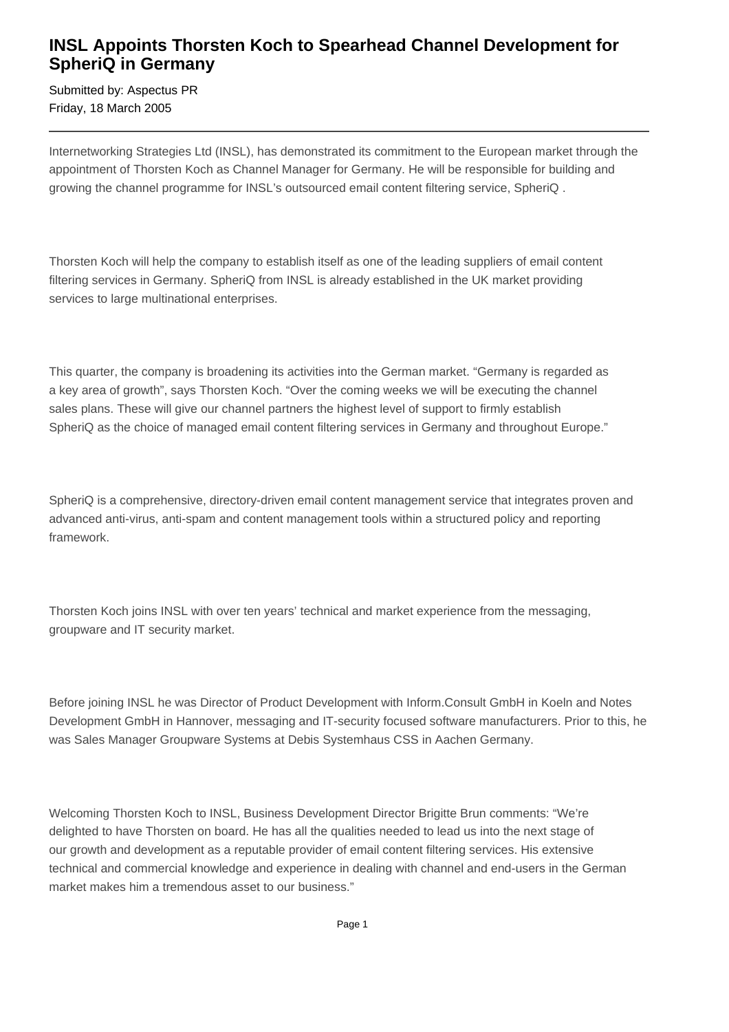# INSL Appoints Thorsten Koch to Spearhead Channel Development for SpheriQ in Germany

Submitted by: Aspectus PR
Friday, 18 March 2005

---

Internetworking Strategies Ltd (INSL), has demonstrated its commitment to the European market through the appointment of Thorsten Koch as Channel Manager for Germany. He will be responsible for building and growing the channel programme for INSL's outsourced email content filtering service, SpheriQ .

Thorsten Koch will help the company to establish itself as one of the leading suppliers of email content filtering services in Germany. SpheriQ from INSL is already established in the UK market providing services to large multinational enterprises.

This quarter, the company is broadening its activities into the German market. "Germany is regarded as a key area of growth", says Thorsten Koch. "Over the coming weeks we will be executing the channel sales plans. These will give our channel partners the highest level of support to firmly establish SpheriQ as the choice of managed email content filtering services in Germany and throughout Europe."

SpheriQ is a comprehensive, directory-driven email content management service that integrates proven and advanced anti-virus, anti-spam and content management tools within a structured policy and reporting framework.

Thorsten Koch joins INSL with over ten years' technical and market experience from the messaging, groupware and IT security market.

Before joining INSL he was Director of Product Development with Inform.Consult GmbH in Koeln and Notes Development GmbH in Hannover, messaging and IT-security focused software manufacturers. Prior to this, he was Sales Manager Groupware Systems at Debis Systemhaus CSS in Aachen Germany.

Welcoming Thorsten Koch to INSL, Business Development Director Brigitte Brun comments: "We're delighted to have Thorsten on board. He has all the qualities needed to lead us into the next stage of our growth and development as a reputable provider of email content filtering services. His extensive technical and commercial knowledge and experience in dealing with channel and end-users in the German market makes him a tremendous asset to our business."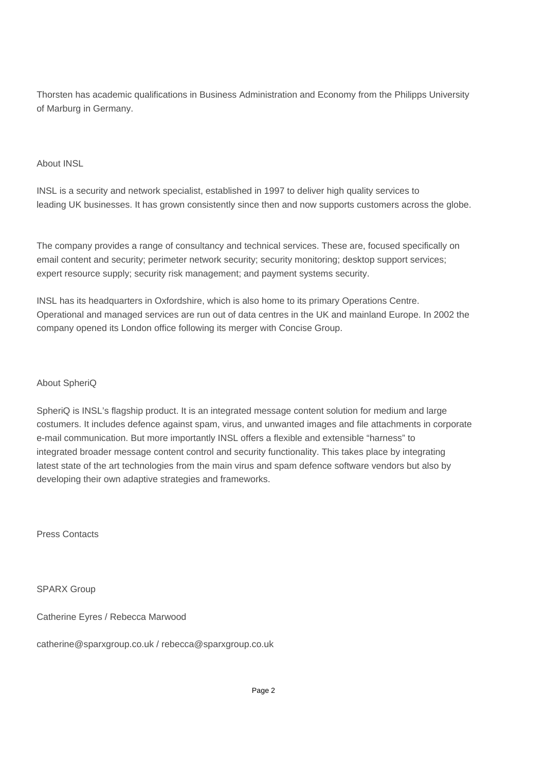Thorsten has academic qualifications in Business Administration and Economy from the Philipps University of Marburg in Germany.

## About INSL

INSL is a security and network specialist, established in 1997 to deliver high quality services to leading UK businesses. It has grown consistently since then and now supports customers across the globe.

The company provides a range of consultancy and technical services. These are, focused specifically on email content and security; perimeter network security; security monitoring; desktop support services; expert resource supply; security risk management; and payment systems security.

INSL has its headquarters in Oxfordshire, which is also home to its primary Operations Centre. Operational and managed services are run out of data centres in the UK and mainland Europe. In 2002 the company opened its London office following its merger with Concise Group.

## About SpheriQ

SpheriQ is INSL's flagship product. It is an integrated message content solution for medium and large costumers. It includes defence against spam, virus, and unwanted images and file attachments in corporate e-mail communication. But more importantly INSL offers a flexible and extensible "harness" to integrated broader message content control and security functionality. This takes place by integrating latest state of the art technologies from the main virus and spam defence software vendors but also by developing their own adaptive strategies and frameworks.

## Press Contacts

SPARX Group

Catherine Eyres / Rebecca Marwood

catherine@sparxgroup.co.uk / rebecca@sparxgroup.co.uk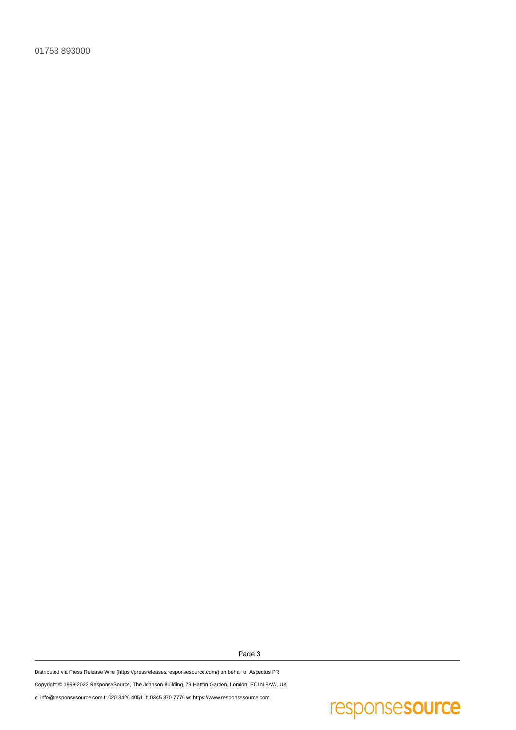01753 893000